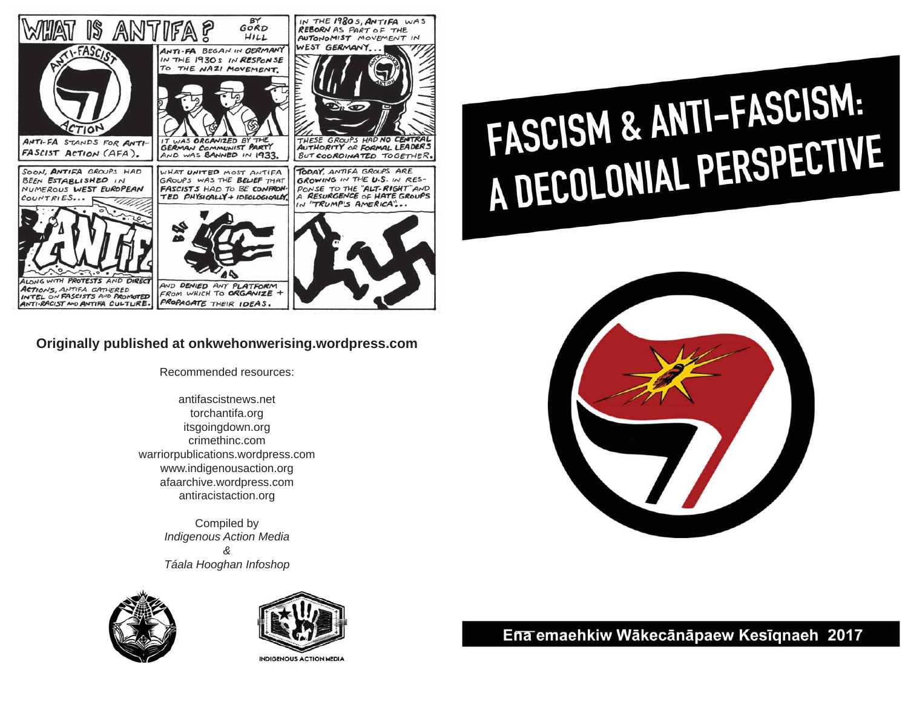# WHAT IS ANTIFA?

BY GORD HILL

ANTI-FA STANDS FOR ANTI-FASCIST ACTION (AFA).

ANTI-FA BEGAN IN GERMANY IN THE 1930s IN RESPONSE TO THE NAZI MOVEMENT.

IT WAS ORGANIZED BY THE GERMAN COMMUNIST PARTY AND WAS BANNED IN 1933.

IN THE 1980s, ANTIFA WAS REBORN AS PART OF THE AUTONOMIST MOVEMENT IN WEST GERMANY...

THESE GROUPS HAD NO CENTRAL AUTHORITY OR FORMAL LEADERS BUT COORDINATED TOGETHER.

SOON, ANTIFA GROUPS HAD BEEN ESTABLISHED IN NUMEROUS WEST EUROPEAN COUNTRIES...

ALONG WITH PROTESTS AND DIRECT ACTIONS, ANTIFA GATHERED INTEL ON FASCISTS AND PROMOTED ANTI-RACIST AND ANTIFA CULTURE.

WHAT UNITED MOST ANTIFA GROUPS WAS THE BELIEF THAT FASCISTS HAD TO BE CONFRONTED PHYSICALLY + IDEOLOGICALLY,

AND DENIED ANY PLATFORM FROM WHICH TO ORGANIZE + PROPAGATE THEIR IDEAS.

TODAY, ANTIFA GROUPS ARE GROWING IN THE U.S. IN RESPONSE TO THE "ALT-RIGHT" AND A RESURGENCE OF HATE GROUPS IN "TRUMP'S AMERICA"...

**Originally published at onkwehonwerising.wordpress.com**

Recommended resources:

antifascistnews.net
torchantifa.org
itsgoingdown.org
crimethinc.com
warriorpublications.wordpress.com
www.indigenousaction.org
afaarchive.wordpress.com
antiracistaction.org

Compiled by
*Indigenous Action Media*
*&*
*Táala Hooghan Infoshop*

INDIGENOUS ACTION MEDIA

# FASCISM & ANTI-FASCISM: A DECOLONIAL PERSPECTIVE

**Ena̅ emaehkiw Wākecānāpaew Kesīqnaeh 2017**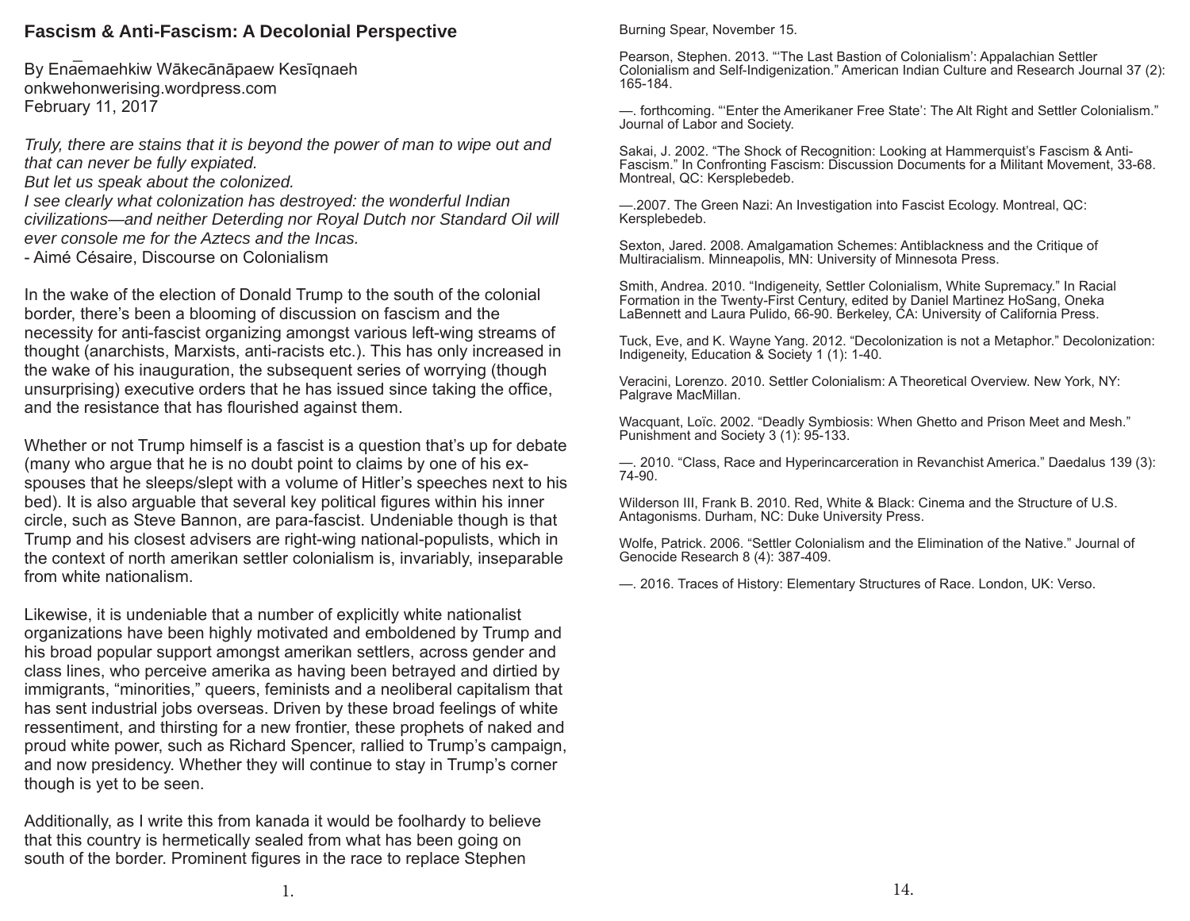# Fascism & Anti-Fascism: A Decolonial Perspective

By Enaēmaehkiw Wākecānāpaew Kesīqnaeh
onkwehonwerising.wordpress.com
February 11, 2017

*Truly, there are stains that it is beyond the power of man to wipe out and that can never be fully expiated.*
*But let us speak about the colonized.*
*I see clearly what colonization has destroyed: the wonderful Indian civilizations—and neither Deterding nor Royal Dutch nor Standard Oil will ever console me for the Aztecs and the Incas.*
- Aimé Césaire, Discourse on Colonialism

In the wake of the election of Donald Trump to the south of the colonial border, there's been a blooming of discussion on fascism and the necessity for anti-fascist organizing amongst various left-wing streams of thought (anarchists, Marxists, anti-racists etc.). This has only increased in the wake of his inauguration, the subsequent series of worrying (though unsurprising) executive orders that he has issued since taking the office, and the resistance that has flourished against them.

Whether or not Trump himself is a fascist is a question that's up for debate (many who argue that he is no doubt point to claims by one of his ex-spouses that he sleeps/slept with a volume of Hitler's speeches next to his bed). It is also arguable that several key political figures within his inner circle, such as Steve Bannon, are para-fascist. Undeniable though is that Trump and his closest advisers are right-wing national-populists, which in the context of north amerikan settler colonialism is, invariably, inseparable from white nationalism.

Likewise, it is undeniable that a number of explicitly white nationalist organizations have been highly motivated and emboldened by Trump and his broad popular support amongst amerikan settlers, across gender and class lines, who perceive amerika as having been betrayed and dirtied by immigrants, "minorities," queers, feminists and a neoliberal capitalism that has sent industrial jobs overseas. Driven by these broad feelings of white ressentiment, and thirsting for a new frontier, these prophets of naked and proud white power, such as Richard Spencer, rallied to Trump's campaign, and now presidency. Whether they will continue to stay in Trump's corner though is yet to be seen.

Additionally, as I write this from kanada it would be foolhardy to believe that this country is hermetically sealed from what has been going on south of the border. Prominent figures in the race to replace Stephen

Burning Spear, November 15.

Pearson, Stephen. 2013. "'The Last Bastion of Colonialism': Appalachian Settler Colonialism and Self-Indigenization." American Indian Culture and Research Journal 37 (2): 165-184.

—. forthcoming. "'Enter the Amerikaner Free State': The Alt Right and Settler Colonialism." Journal of Labor and Society.

Sakai, J. 2002. "The Shock of Recognition: Looking at Hammerquist's Fascism & Anti-Fascism." In Confronting Fascism: Discussion Documents for a Militant Movement, 33-68. Montreal, QC: Kersplebedeb.

—.2007. The Green Nazi: An Investigation into Fascist Ecology. Montreal, QC: Kersplebedeb.

Sexton, Jared. 2008. Amalgamation Schemes: Antiblackness and the Critique of Multiracialism. Minneapolis, MN: University of Minnesota Press.

Smith, Andrea. 2010. "Indigeneity, Settler Colonialism, White Supremacy." In Racial Formation in the Twenty-First Century, edited by Daniel Martinez HoSang, Oneka LaBennett and Laura Pulido, 66-90. Berkeley, CA: University of California Press.

Tuck, Eve, and K. Wayne Yang. 2012. "Decolonization is not a Metaphor." Decolonization: Indigeneity, Education & Society 1 (1): 1-40.

Veracini, Lorenzo. 2010. Settler Colonialism: A Theoretical Overview. New York, NY: Palgrave MacMillan.

Wacquant, Loïc. 2002. "Deadly Symbiosis: When Ghetto and Prison Meet and Mesh." Punishment and Society 3 (1): 95-133.

—. 2010. "Class, Race and Hyperincarceration in Revanchist America." Daedalus 139 (3): 74-90.

Wilderson III, Frank B. 2010. Red, White & Black: Cinema and the Structure of U.S. Antagonisms. Durham, NC: Duke University Press.

Wolfe, Patrick. 2006. "Settler Colonialism and the Elimination of the Native." Journal of Genocide Research 8 (4): 387-409.

—. 2016. Traces of History: Elementary Structures of Race. London, UK: Verso.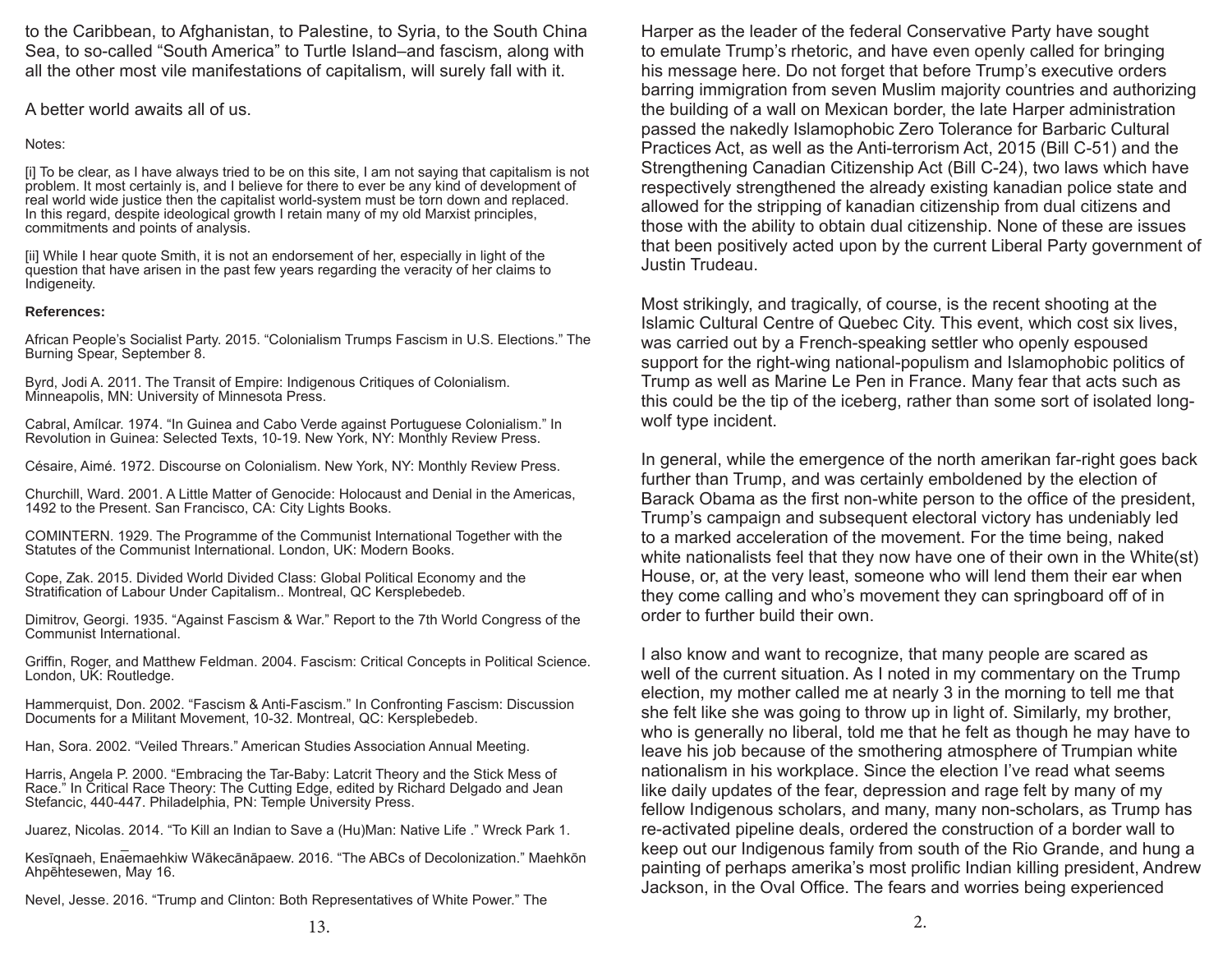to the Caribbean, to Afghanistan, to Palestine, to Syria, to the South China Sea, to so-called "South America" to Turtle Island–and fascism, along with all the other most vile manifestations of capitalism, will surely fall with it.

A better world awaits all of us.

Notes:

[i] To be clear, as I have always tried to be on this site, I am not saying that capitalism is not problem. It most certainly is, and I believe for there to ever be any kind of development of real world wide justice then the capitalist world-system must be torn down and replaced. In this regard, despite ideological growth I retain many of my old Marxist principles, commitments and points of analysis.

[ii] While I hear quote Smith, it is not an endorsement of her, especially in light of the question that have arisen in the past few years regarding the veracity of her claims to Indigeneity.

**References:**

African People's Socialist Party. 2015. "Colonialism Trumps Fascism in U.S. Elections." The Burning Spear, September 8.

Byrd, Jodi A. 2011. The Transit of Empire: Indigenous Critiques of Colonialism. Minneapolis, MN: University of Minnesota Press.

Cabral, Amílcar. 1974. "In Guinea and Cabo Verde against Portuguese Colonialism." In Revolution in Guinea: Selected Texts, 10-19. New York, NY: Monthly Review Press.

Césaire, Aimé. 1972. Discourse on Colonialism. New York, NY: Monthly Review Press.

Churchill, Ward. 2001. A Little Matter of Genocide: Holocaust and Denial in the Americas, 1492 to the Present. San Francisco, CA: City Lights Books.

COMINTERN. 1929. The Programme of the Communist International Together with the Statutes of the Communist International. London, UK: Modern Books.

Cope, Zak. 2015. Divided World Divided Class: Global Political Economy and the Stratification of Labour Under Capitalism.. Montreal, QC Kersplebedeb.

Dimitrov, Georgi. 1935. "Against Fascism & War." Report to the 7th World Congress of the Communist International.

Griffin, Roger, and Matthew Feldman. 2004. Fascism: Critical Concepts in Political Science. London, UK: Routledge.

Hammerquist, Don. 2002. "Fascism & Anti-Fascism." In Confronting Fascism: Discussion Documents for a Militant Movement, 10-32. Montreal, QC: Kersplebedeb.

Han, Sora. 2002. "Veiled Threars." American Studies Association Annual Meeting.

Harris, Angela P. 2000. "Embracing the Tar-Baby: Latcrit Theory and the Stick Mess of Race." In Critical Race Theory: The Cutting Edge, edited by Richard Delgado and Jean Stefancic, 440-447. Philadelphia, PN: Temple University Press.

Juarez, Nicolas. 2014. "To Kill an Indian to Save a (Hu)Man: Native Life ." Wreck Park 1.

Kesīqnaeh, Enaēmaehkiw Wākecānāpaew. 2016. "The ABCs of Decolonization." Maehkōn Ahpēhtesewen, May 16.

Nevel, Jesse. 2016. "Trump and Clinton: Both Representatives of White Power." The

Harper as the leader of the federal Conservative Party have sought to emulate Trump's rhetoric, and have even openly called for bringing his message here. Do not forget that before Trump's executive orders barring immigration from seven Muslim majority countries and authorizing the building of a wall on Mexican border, the late Harper administration passed the nakedly Islamophobic Zero Tolerance for Barbaric Cultural Practices Act, as well as the Anti-terrorism Act, 2015 (Bill C-51) and the Strengthening Canadian Citizenship Act (Bill C-24), two laws which have respectively strengthened the already existing kanadian police state and allowed for the stripping of kanadian citizenship from dual citizens and those with the ability to obtain dual citizenship. None of these are issues that been positively acted upon by the current Liberal Party government of Justin Trudeau.

Most strikingly, and tragically, of course, is the recent shooting at the Islamic Cultural Centre of Quebec City. This event, which cost six lives, was carried out by a French-speaking settler who openly espoused support for the right-wing national-populism and Islamophobic politics of Trump as well as Marine Le Pen in France. Many fear that acts such as this could be the tip of the iceberg, rather than some sort of isolated long-wolf type incident.

In general, while the emergence of the north amerikan far-right goes back further than Trump, and was certainly emboldened by the election of Barack Obama as the first non-white person to the office of the president, Trump's campaign and subsequent electoral victory has undeniably led to a marked acceleration of the movement. For the time being, naked white nationalists feel that they now have one of their own in the White(st) House, or, at the very least, someone who will lend them their ear when they come calling and who's movement they can springboard off of in order to further build their own.

I also know and want to recognize, that many people are scared as well of the current situation. As I noted in my commentary on the Trump election, my mother called me at nearly 3 in the morning to tell me that she felt like she was going to throw up in light of. Similarly, my brother, who is generally no liberal, told me that he felt as though he may have to leave his job because of the smothering atmosphere of Trumpian white nationalism in his workplace. Since the election I've read what seems like daily updates of the fear, depression and rage felt by many of my fellow Indigenous scholars, and many, many non-scholars, as Trump has re-activated pipeline deals, ordered the construction of a border wall to keep out our Indigenous family from south of the Rio Grande, and hung a painting of perhaps amerika's most prolific Indian killing president, Andrew Jackson, in the Oval Office. The fears and worries being experienced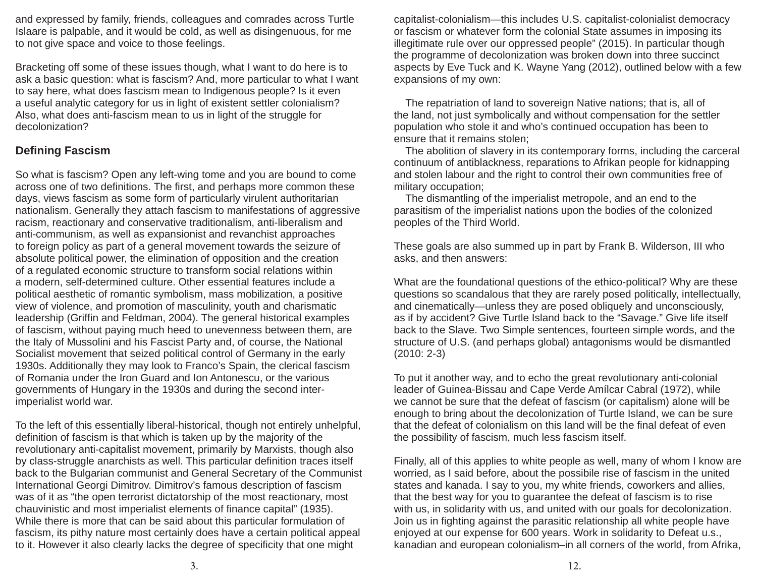and expressed by family, friends, colleagues and comrades across Turtle Islaare is palpable, and it would be cold, as well as disingenuous, for me to not give space and voice to those feelings.

Bracketing off some of these issues though, what I want to do here is to ask a basic question: what is fascism? And, more particular to what I want to say here, what does fascism mean to Indigenous people? Is it even a useful analytic category for us in light of existent settler colonialism? Also, what does anti-fascism mean to us in light of the struggle for decolonization?

### Defining Fascism

So what is fascism? Open any left-wing tome and you are bound to come across one of two definitions. The first, and perhaps more common these days, views fascism as some form of particularly virulent authoritarian nationalism. Generally they attach fascism to manifestations of aggressive racism, reactionary and conservative traditionalism, anti-liberalism and anti-communism, as well as expansionist and revanchist approaches to foreign policy as part of a general movement towards the seizure of absolute political power, the elimination of opposition and the creation of a regulated economic structure to transform social relations within a modern, self-determined culture. Other essential features include a political aesthetic of romantic symbolism, mass mobilization, a positive view of violence, and promotion of masculinity, youth and charismatic leadership (Griffin and Feldman, 2004). The general historical examples of fascism, without paying much heed to unevenness between them, are the Italy of Mussolini and his Fascist Party and, of course, the National Socialist movement that seized political control of Germany in the early 1930s. Additionally they may look to Franco's Spain, the clerical fascism of Romania under the Iron Guard and Ion Antonescu, or the various governments of Hungary in the 1930s and during the second inter-imperialist world war.

To the left of this essentially liberal-historical, though not entirely unhelpful, definition of fascism is that which is taken up by the majority of the revolutionary anti-capitalist movement, primarily by Marxists, though also by class-struggle anarchists as well. This particular definition traces itself back to the Bulgarian communist and General Secretary of the Communist International Georgi Dimitrov. Dimitrov's famous description of fascism was of it as "the open terrorist dictatorship of the most reactionary, most chauvinistic and most imperialist elements of finance capital" (1935). While there is more that can be said about this particular formulation of fascism, its pithy nature most certainly does have a certain political appeal to it. However it also clearly lacks the degree of specificity that one might

capitalist-colonialism—this includes U.S. capitalist-colonialist democracy or fascism or whatever form the colonial State assumes in imposing its illegitimate rule over our oppressed people" (2015). In particular though the programme of decolonization was broken down into three succinct aspects by Eve Tuck and K. Wayne Yang (2012), outlined below with a few expansions of my own:

The repatriation of land to sovereign Native nations; that is, all of the land, not just symbolically and without compensation for the settler population who stole it and who's continued occupation has been to ensure that it remains stolen;

The abolition of slavery in its contemporary forms, including the carceral continuum of antiblackness, reparations to Afrikan people for kidnapping and stolen labour and the right to control their own communities free of military occupation;

The dismantling of the imperialist metropole, and an end to the parasitism of the imperialist nations upon the bodies of the colonized peoples of the Third World.

These goals are also summed up in part by Frank B. Wilderson, III who asks, and then answers:

What are the foundational questions of the ethico-political? Why are these questions so scandalous that they are rarely posed politically, intellectually, and cinematically—unless they are posed obliquely and unconsciously, as if by accident? Give Turtle Island back to the "Savage." Give life itself back to the Slave. Two Simple sentences, fourteen simple words, and the structure of U.S. (and perhaps global) antagonisms would be dismantled (2010: 2-3)

To put it another way, and to echo the great revolutionary anti-colonial leader of Guinea-Bissau and Cape Verde Amílcar Cabral (1972), while we cannot be sure that the defeat of fascism (or capitalism) alone will be enough to bring about the decolonization of Turtle Island, we can be sure that the defeat of colonialism on this land will be the final defeat of even the possibility of fascism, much less fascism itself.

Finally, all of this applies to white people as well, many of whom I know are worried, as I said before, about the possibile rise of fascism in the united states and kanada. I say to you, my white friends, coworkers and allies, that the best way for you to guarantee the defeat of fascism is to rise with us, in solidarity with us, and united with our goals for decolonization. Join us in fighting against the parasitic relationship all white people have enjoyed at our expense for 600 years. Work in solidarity to Defeat u.s., kanadian and european colonialism–in all corners of the world, from Afrika,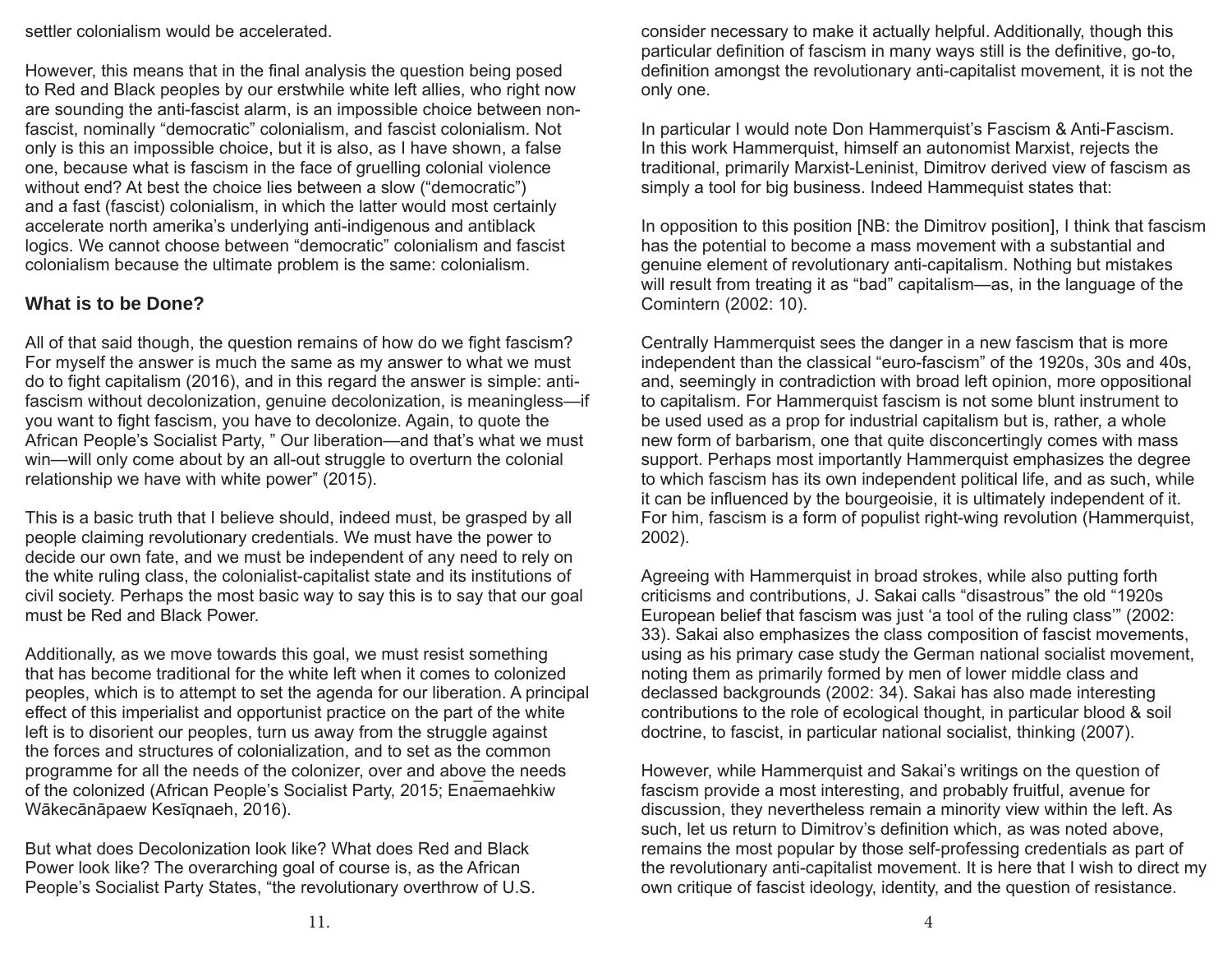settler colonialism would be accelerated.

However, this means that in the final analysis the question being posed to Red and Black peoples by our erstwhile white left allies, who right now are sounding the anti-fascist alarm, is an impossible choice between non-fascist, nominally "democratic" colonialism, and fascist colonialism. Not only is this an impossible choice, but it is also, as I have shown, a false one, because what is fascism in the face of gruelling colonial violence without end? At best the choice lies between a slow ("democratic") and a fast (fascist) colonialism, in which the latter would most certainly accelerate north amerika's underlying anti-indigenous and antiblack logics. We cannot choose between "democratic" colonialism and fascist colonialism because the ultimate problem is the same: colonialism.

## What is to be Done?

All of that said though, the question remains of how do we fight fascism? For myself the answer is much the same as my answer to what we must do to fight capitalism (2016), and in this regard the answer is simple: anti-fascism without decolonization, genuine decolonization, is meaningless—if you want to fight fascism, you have to decolonize. Again, to quote the African People's Socialist Party, " Our liberation—and that's what we must win—will only come about by an all-out struggle to overturn the colonial relationship we have with white power" (2015).

This is a basic truth that I believe should, indeed must, be grasped by all people claiming revolutionary credentials. We must have the power to decide our own fate, and we must be independent of any need to rely on the white ruling class, the colonialist-capitalist state and its institutions of civil society. Perhaps the most basic way to say this is to say that our goal must be Red and Black Power.

Additionally, as we move towards this goal, we must resist something that has become traditional for the white left when it comes to colonized peoples, which is to attempt to set the agenda for our liberation. A principal effect of this imperialist and opportunist practice on the part of the white left is to disorient our peoples, turn us away from the struggle against the forces and structures of colonialization, and to set as the common programme for all the needs of the colonizer, over and above the needs of the colonized (African People's Socialist Party, 2015; Enaēmaehkiw Wākecānāpaew Kesīqnaeh, 2016).

But what does Decolonization look like? What does Red and Black Power look like? The overarching goal of course is, as the African People's Socialist Party States, "the revolutionary overthrow of U.S.

consider necessary to make it actually helpful. Additionally, though this particular definition of fascism in many ways still is the definitive, go-to, definition amongst the revolutionary anti-capitalist movement, it is not the only one.

In particular I would note Don Hammerquist's Fascism & Anti-Fascism. In this work Hammerquist, himself an autonomist Marxist, rejects the traditional, primarily Marxist-Leninist, Dimitrov derived view of fascism as simply a tool for big business. Indeed Hammequist states that:

In opposition to this position [NB: the Dimitrov position], I think that fascism has the potential to become a mass movement with a substantial and genuine element of revolutionary anti-capitalism. Nothing but mistakes will result from treating it as "bad" capitalism—as, in the language of the Comintern (2002: 10).

Centrally Hammerquist sees the danger in a new fascism that is more independent than the classical "euro-fascism" of the 1920s, 30s and 40s, and, seemingly in contradiction with broad left opinion, more oppositional to capitalism. For Hammerquist fascism is not some blunt instrument to be used used as a prop for industrial capitalism but is, rather, a whole new form of barbarism, one that quite disconcertingly comes with mass support. Perhaps most importantly Hammerquist emphasizes the degree to which fascism has its own independent political life, and as such, while it can be influenced by the bourgeoisie, it is ultimately independent of it. For him, fascism is a form of populist right-wing revolution (Hammerquist, 2002).

Agreeing with Hammerquist in broad strokes, while also putting forth criticisms and contributions, J. Sakai calls "disastrous" the old "1920s European belief that fascism was just 'a tool of the ruling class'" (2002: 33). Sakai also emphasizes the class composition of fascist movements, using as his primary case study the German national socialist movement, noting them as primarily formed by men of lower middle class and declassed backgrounds (2002: 34). Sakai has also made interesting contributions to the role of ecological thought, in particular blood & soil doctrine, to fascist, in particular national socialist, thinking (2007).

However, while Hammerquist and Sakai's writings on the question of fascism provide a most interesting, and probably fruitful, avenue for discussion, they nevertheless remain a minority view within the left. As such, let us return to Dimitrov's definition which, as was noted above, remains the most popular by those self-professing credentials as part of the revolutionary anti-capitalist movement. It is here that I wish to direct my own critique of fascist ideology, identity, and the question of resistance.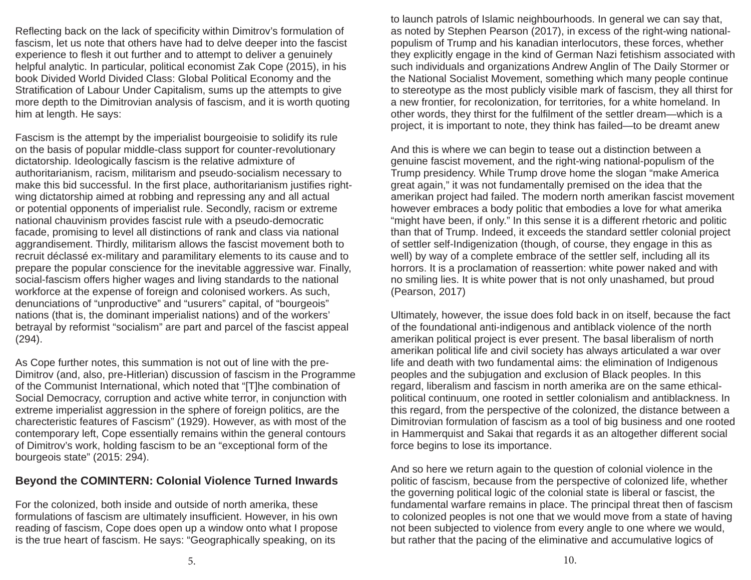Reflecting back on the lack of specificity within Dimitrov's formulation of fascism, let us note that others have had to delve deeper into the fascist experience to flesh it out further and to attempt to deliver a genuinely helpful analytic. In particular, political economist Zak Cope (2015), in his book Divided World Divided Class: Global Political Economy and the Stratification of Labour Under Capitalism, sums up the attempts to give more depth to the Dimitrovian analysis of fascism, and it is worth quoting him at length. He says:

Fascism is the attempt by the imperialist bourgeoisie to solidify its rule on the basis of popular middle-class support for counter-revolutionary dictatorship. Ideologically fascism is the relative admixture of authoritarianism, racism, militarism and pseudo-socialism necessary to make this bid successful. In the first place, authoritarianism justifies right-wing dictatorship aimed at robbing and repressing any and all actual or potential opponents of imperialist rule. Secondly, racism or extreme national chauvinism provides fascist rule with a pseudo-democratic facade, promising to level all distinctions of rank and class via national aggrandisement. Thirdly, militarism allows the fascist movement both to recruit déclassé ex-military and paramilitary elements to its cause and to prepare the popular conscience for the inevitable aggressive war. Finally, social-fascism offers higher wages and living standards to the national workforce at the expense of foreign and colonised workers. As such, denunciations of "unproductive" and "usurers" capital, of "bourgeois" nations (that is, the dominant imperialist nations) and of the workers' betrayal by reformist "socialism" are part and parcel of the fascist appeal (294).

As Cope further notes, this summation is not out of line with the pre-Dimitrov (and, also, pre-Hitlerian) discussion of fascism in the Programme of the Communist International, which noted that "[T]he combination of Social Democracy, corruption and active white terror, in conjunction with extreme imperialist aggression in the sphere of foreign politics, are the charecteristic features of Fascism" (1929). However, as with most of the contemporary left, Cope essentially remains within the general contours of Dimitrov's work, holding fascism to be an "exceptional form of the bourgeois state" (2015: 294).

## Beyond the COMINTERN: Colonial Violence Turned Inwards

For the colonized, both inside and outside of north amerika, these formulations of fascism are ultimately insufficient. However, in his own reading of fascism, Cope does open up a window onto what I propose is the true heart of fascism. He says: "Geographically speaking, on its

to launch patrols of Islamic neighbourhoods. In general we can say that, as noted by Stephen Pearson (2017), in excess of the right-wing national-populism of Trump and his kanadian interlocutors, these forces, whether they explicitly engage in the kind of German Nazi fetishism associated with such individuals and organizations Andrew Anglin of The Daily Stormer or the National Socialist Movement, something which many people continue to stereotype as the most publicly visible mark of fascism, they all thirst for a new frontier, for recolonization, for territories, for a white homeland. In other words, they thirst for the fulfilment of the settler dream—which is a project, it is important to note, they think has failed—to be dreamt anew

And this is where we can begin to tease out a distinction between a genuine fascist movement, and the right-wing national-populism of the Trump presidency. While Trump drove home the slogan "make America great again," it was not fundamentally premised on the idea that the amerikan project had failed. The modern north amerikan fascist movement however embraces a body politic that embodies a love for what amerika "might have been, if only." In this sense it is a different rhetoric and politic than that of Trump. Indeed, it exceeds the standard settler colonial project of settler self-Indigenization (though, of course, they engage in this as well) by way of a complete embrace of the settler self, including all its horrors. It is a proclamation of reassertion: white power naked and with no smiling lies. It is white power that is not only unashamed, but proud (Pearson, 2017)

Ultimately, however, the issue does fold back in on itself, because the fact of the foundational anti-indigenous and antiblack violence of the north amerikan political project is ever present. The basal liberalism of north amerikan political life and civil society has always articulated a war over life and death with two fundamental aims: the elimination of Indigenous peoples and the subjugation and exclusion of Black peoples. In this regard, liberalism and fascism in north amerika are on the same ethical-political continuum, one rooted in settler colonialism and antiblackness. In this regard, from the perspective of the colonized, the distance between a Dimitrovian formulation of fascism as a tool of big business and one rooted in Hammerquist and Sakai that regards it as an altogether different social force begins to lose its importance.

And so here we return again to the question of colonial violence in the politic of fascism, because from the perspective of colonized life, whether the governing political logic of the colonial state is liberal or fascist, the fundamental warfare remains in place. The principal threat then of fascism to colonized peoples is not one that we would move from a state of having not been subjected to violence from every angle to one where we would, but rather that the pacing of the eliminative and accumulative logics of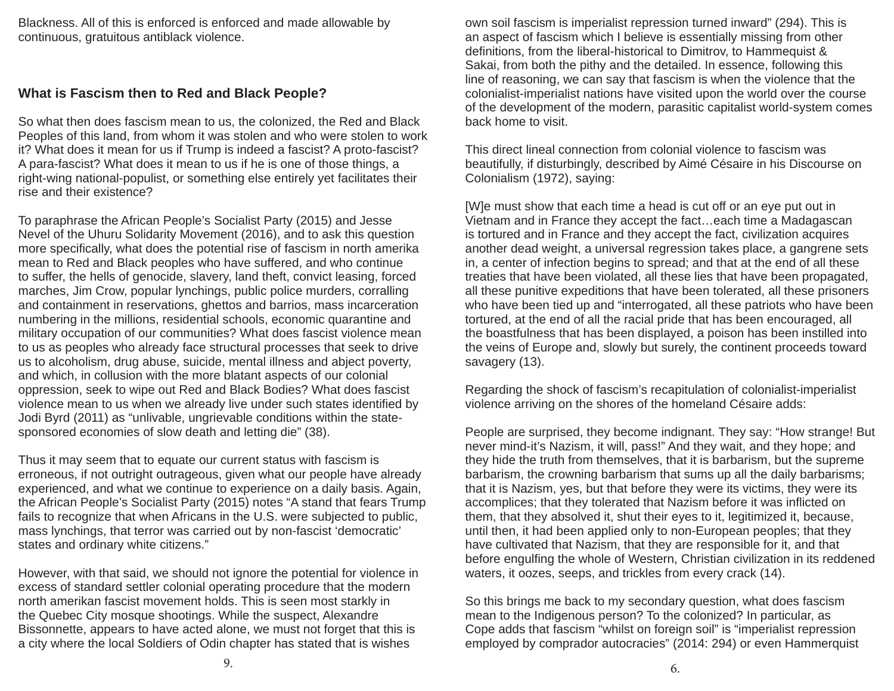Blackness. All of this is enforced is enforced and made allowable by continuous, gratuitous antiblack violence.

## What is Fascism then to Red and Black People?

So what then does fascism mean to us, the colonized, the Red and Black Peoples of this land, from whom it was stolen and who were stolen to work it? What does it mean for us if Trump is indeed a fascist? A proto-fascist? A para-fascist? What does it mean to us if he is one of those things, a right-wing national-populist, or something else entirely yet facilitates their rise and their existence?

To paraphrase the African People's Socialist Party (2015) and Jesse Nevel of the Uhuru Solidarity Movement (2016), and to ask this question more specifically, what does the potential rise of fascism in north amerika mean to Red and Black peoples who have suffered, and who continue to suffer, the hells of genocide, slavery, land theft, convict leasing, forced marches, Jim Crow, popular lynchings, public police murders, corralling and containment in reservations, ghettos and barrios, mass incarceration numbering in the millions, residential schools, economic quarantine and military occupation of our communities? What does fascist violence mean to us as peoples who already face structural processes that seek to drive us to alcoholism, drug abuse, suicide, mental illness and abject poverty, and which, in collusion with the more blatant aspects of our colonial oppression, seek to wipe out Red and Black Bodies? What does fascist violence mean to us when we already live under such states identified by Jodi Byrd (2011) as "unlivable, ungrievable conditions within the state-sponsored economies of slow death and letting die" (38).

Thus it may seem that to equate our current status with fascism is erroneous, if not outright outrageous, given what our people have already experienced, and what we continue to experience on a daily basis. Again, the African People's Socialist Party (2015) notes "A stand that fears Trump fails to recognize that when Africans in the U.S. were subjected to public, mass lynchings, that terror was carried out by non-fascist 'democratic' states and ordinary white citizens."

However, with that said, we should not ignore the potential for violence in excess of standard settler colonial operating procedure that the modern north amerikan fascist movement holds. This is seen most starkly in the Quebec City mosque shootings. While the suspect, Alexandre Bissonnette, appears to have acted alone, we must not forget that this is a city where the local Soldiers of Odin chapter has stated that is wishes

own soil fascism is imperialist repression turned inward" (294). This is an aspect of fascism which I believe is essentially missing from other definitions, from the liberal-historical to Dimitrov, to Hammequist & Sakai, from both the pithy and the detailed. In essence, following this line of reasoning, we can say that fascism is when the violence that the colonialist-imperialist nations have visited upon the world over the course of the development of the modern, parasitic capitalist world-system comes back home to visit.

This direct lineal connection from colonial violence to fascism was beautifully, if disturbingly, described by Aimé Césaire in his Discourse on Colonialism (1972), saying:

[W]e must show that each time a head is cut off or an eye put out in Vietnam and in France they accept the fact…each time a Madagascan is tortured and in France and they accept the fact, civilization acquires another dead weight, a universal regression takes place, a gangrene sets in, a center of infection begins to spread; and that at the end of all these treaties that have been violated, all these lies that have been propagated, all these punitive expeditions that have been tolerated, all these prisoners who have been tied up and "interrogated, all these patriots who have been tortured, at the end of all the racial pride that has been encouraged, all the boastfulness that has been displayed, a poison has been instilled into the veins of Europe and, slowly but surely, the continent proceeds toward savagery (13).

Regarding the shock of fascism's recapitulation of colonialist-imperialist violence arriving on the shores of the homeland Césaire adds:

People are surprised, they become indignant. They say: "How strange! But never mind-it's Nazism, it will, pass!" And they wait, and they hope; and they hide the truth from themselves, that it is barbarism, but the supreme barbarism, the crowning barbarism that sums up all the daily barbarisms; that it is Nazism, yes, but that before they were its victims, they were its accomplices; that they tolerated that Nazism before it was inflicted on them, that they absolved it, shut their eyes to it, legitimized it, because, until then, it had been applied only to non-European peoples; that they have cultivated that Nazism, that they are responsible for it, and that before engulfing the whole of Western, Christian civilization in its reddened waters, it oozes, seeps, and trickles from every crack (14).

So this brings me back to my secondary question, what does fascism mean to the Indigenous person? To the colonized? In particular, as Cope adds that fascism "whilst on foreign soil" is "imperialist repression employed by comprador autocracies" (2014: 294) or even Hammerquist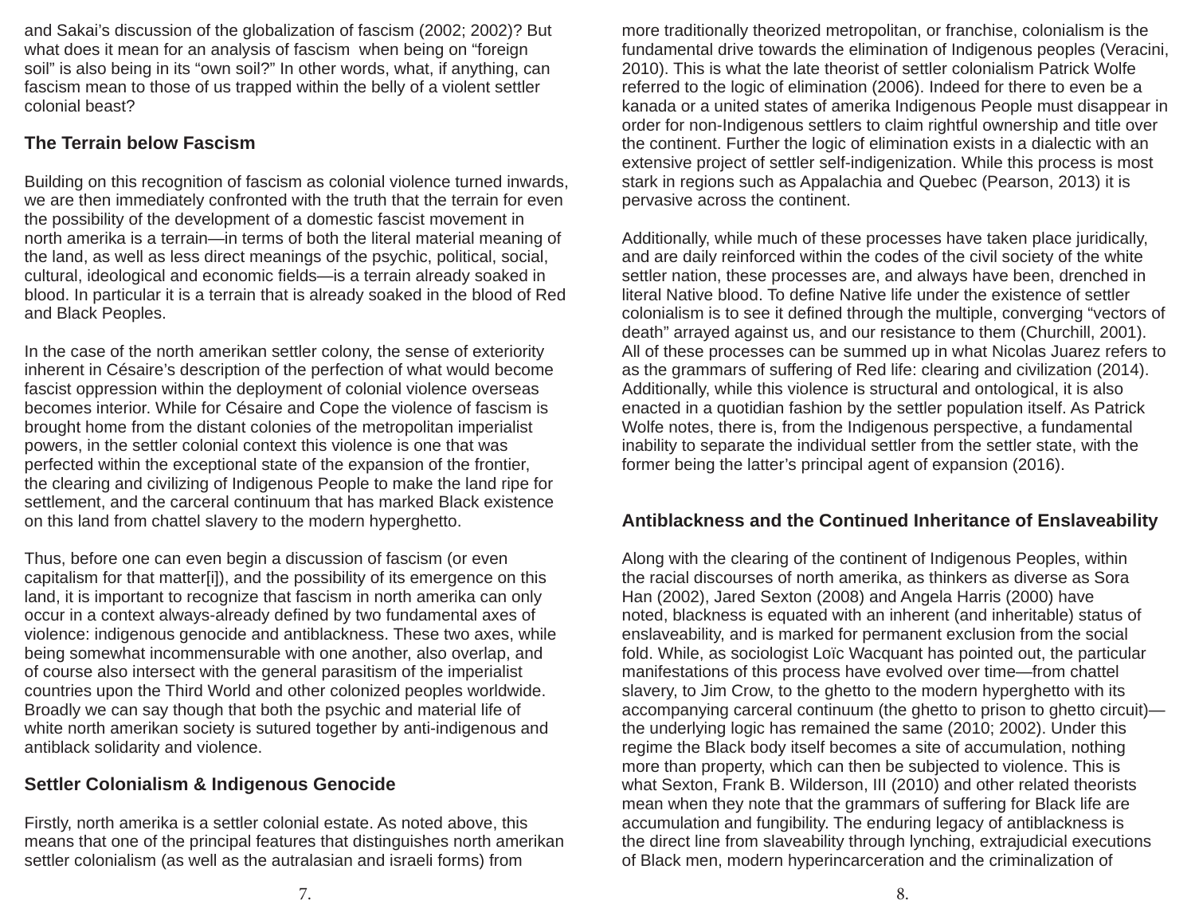and Sakai's discussion of the globalization of fascism (2002; 2002)? But what does it mean for an analysis of fascism when being on "foreign soil" is also being in its "own soil?" In other words, what, if anything, can fascism mean to those of us trapped within the belly of a violent settler colonial beast?

### The Terrain below Fascism

Building on this recognition of fascism as colonial violence turned inwards, we are then immediately confronted with the truth that the terrain for even the possibility of the development of a domestic fascist movement in north amerika is a terrain—in terms of both the literal material meaning of the land, as well as less direct meanings of the psychic, political, social, cultural, ideological and economic fields—is a terrain already soaked in blood. In particular it is a terrain that is already soaked in the blood of Red and Black Peoples.

In the case of the north amerikan settler colony, the sense of exteriority inherent in Césaire's description of the perfection of what would become fascist oppression within the deployment of colonial violence overseas becomes interior. While for Césaire and Cope the violence of fascism is brought home from the distant colonies of the metropolitan imperialist powers, in the settler colonial context this violence is one that was perfected within the exceptional state of the expansion of the frontier, the clearing and civilizing of Indigenous People to make the land ripe for settlement, and the carceral continuum that has marked Black existence on this land from chattel slavery to the modern hyperghetto.

Thus, before one can even begin a discussion of fascism (or even capitalism for that matter[i]), and the possibility of its emergence on this land, it is important to recognize that fascism in north amerika can only occur in a context always-already defined by two fundamental axes of violence: indigenous genocide and antiblackness. These two axes, while being somewhat incommensurable with one another, also overlap, and of course also intersect with the general parasitism of the imperialist countries upon the Third World and other colonized peoples worldwide. Broadly we can say though that both the psychic and material life of white north amerikan society is sutured together by anti-indigenous and antiblack solidarity and violence.

### Settler Colonialism & Indigenous Genocide

Firstly, north amerika is a settler colonial estate. As noted above, this means that one of the principal features that distinguishes north amerikan settler colonialism (as well as the autralasian and israeli forms) from more traditionally theorized metropolitan, or franchise, colonialism is the fundamental drive towards the elimination of Indigenous peoples (Veracini, 2010). This is what the late theorist of settler colonialism Patrick Wolfe referred to the logic of elimination (2006). Indeed for there to even be a kanada or a united states of amerika Indigenous People must disappear in order for non-Indigenous settlers to claim rightful ownership and title over the continent. Further the logic of elimination exists in a dialectic with an extensive project of settler self-indigenization. While this process is most stark in regions such as Appalachia and Quebec (Pearson, 2013) it is pervasive across the continent.

Additionally, while much of these processes have taken place juridically, and are daily reinforced within the codes of the civil society of the white settler nation, these processes are, and always have been, drenched in literal Native blood. To define Native life under the existence of settler colonialism is to see it defined through the multiple, converging "vectors of death" arrayed against us, and our resistance to them (Churchill, 2001). All of these processes can be summed up in what Nicolas Juarez refers to as the grammars of suffering of Red life: clearing and civilization (2014). Additionally, while this violence is structural and ontological, it is also enacted in a quotidian fashion by the settler population itself. As Patrick Wolfe notes, there is, from the Indigenous perspective, a fundamental inability to separate the individual settler from the settler state, with the former being the latter's principal agent of expansion (2016).

### Antiblackness and the Continued Inheritance of Enslaveability

Along with the clearing of the continent of Indigenous Peoples, within the racial discourses of north amerika, as thinkers as diverse as Sora Han (2002), Jared Sexton (2008) and Angela Harris (2000) have noted, blackness is equated with an inherent (and inheritable) status of enslaveability, and is marked for permanent exclusion from the social fold. While, as sociologist Loïc Wacquant has pointed out, the particular manifestations of this process have evolved over time—from chattel slavery, to Jim Crow, to the ghetto to the modern hyperghetto with its accompanying carceral continuum (the ghetto to prison to ghetto circuit)—the underlying logic has remained the same (2010; 2002). Under this regime the Black body itself becomes a site of accumulation, nothing more than property, which can then be subjected to violence. This is what Sexton, Frank B. Wilderson, III (2010) and other related theorists mean when they note that the grammars of suffering for Black life are accumulation and fungibility. The enduring legacy of antiblackness is the direct line from slaveability through lynching, extrajudicial executions of Black men, modern hyperincarceration and the criminalization of